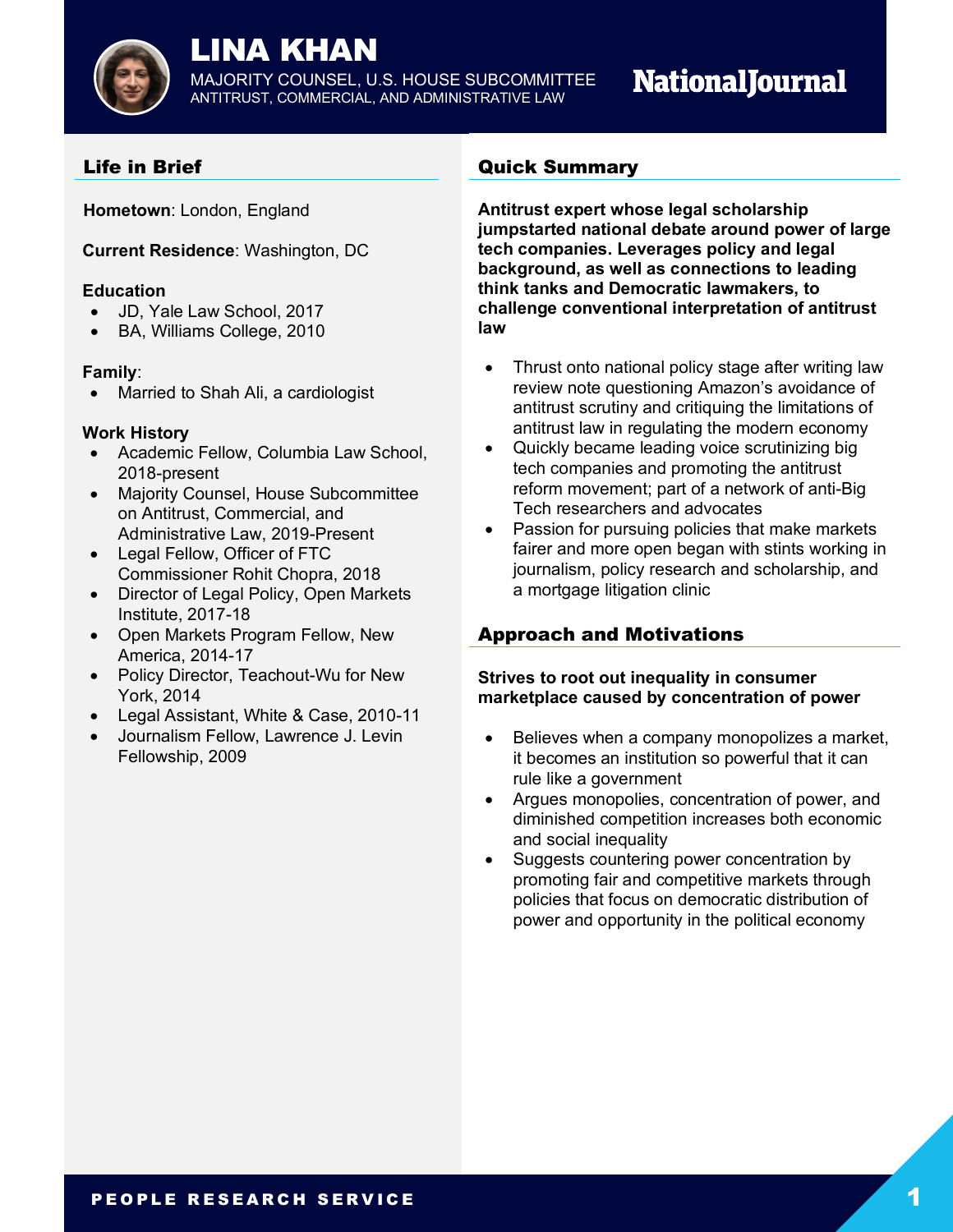# LINA KHAN

MAJORITY COUNSEL, U.S. HOUSE SUBCOMMITTEE ANTITRUST, COMMERCIAL, AND ADMINISTRATIVE LAW

National Journal

## Life in Brief

**Hometown**: London, England

**Current Residence**: Washington, DC

**Education**
- JD, Yale Law School, 2017
- BA, Williams College, 2010

**Family**:
- Married to Shah Ali, a cardiologist

**Work History**
- Academic Fellow, Columbia Law School, 2018-present
- Majority Counsel, House Subcommittee on Antitrust, Commercial, and Administrative Law, 2019-Present
- Legal Fellow, Officer of FTC Commissioner Rohit Chopra, 2018
- Director of Legal Policy, Open Markets Institute, 2017-18
- Open Markets Program Fellow, New America, 2014-17
- Policy Director, Teachout-Wu for New York, 2014
- Legal Assistant, White & Case, 2010-11
- Journalism Fellow, Lawrence J. Levin Fellowship, 2009

## Quick Summary

**Antitrust expert whose legal scholarship jumpstarted national debate around power of large tech companies. Leverages policy and legal background, as well as connections to leading think tanks and Democratic lawmakers, to challenge conventional interpretation of antitrust law**

- Thrust onto national policy stage after writing law review note questioning Amazon's avoidance of antitrust scrutiny and critiquing the limitations of antitrust law in regulating the modern economy
- Quickly became leading voice scrutinizing big tech companies and promoting the antitrust reform movement; part of a network of anti-Big Tech researchers and advocates
- Passion for pursuing policies that make markets fairer and more open began with stints working in journalism, policy research and scholarship, and a mortgage litigation clinic

## Approach and Motivations

**Strives to root out inequality in consumer marketplace caused by concentration of power**

- Believes when a company monopolizes a market, it becomes an institution so powerful that it can rule like a government
- Argues monopolies, concentration of power, and diminished competition increases both economic and social inequality
- Suggests countering power concentration by promoting fair and competitive markets through policies that focus on democratic distribution of power and opportunity in the political economy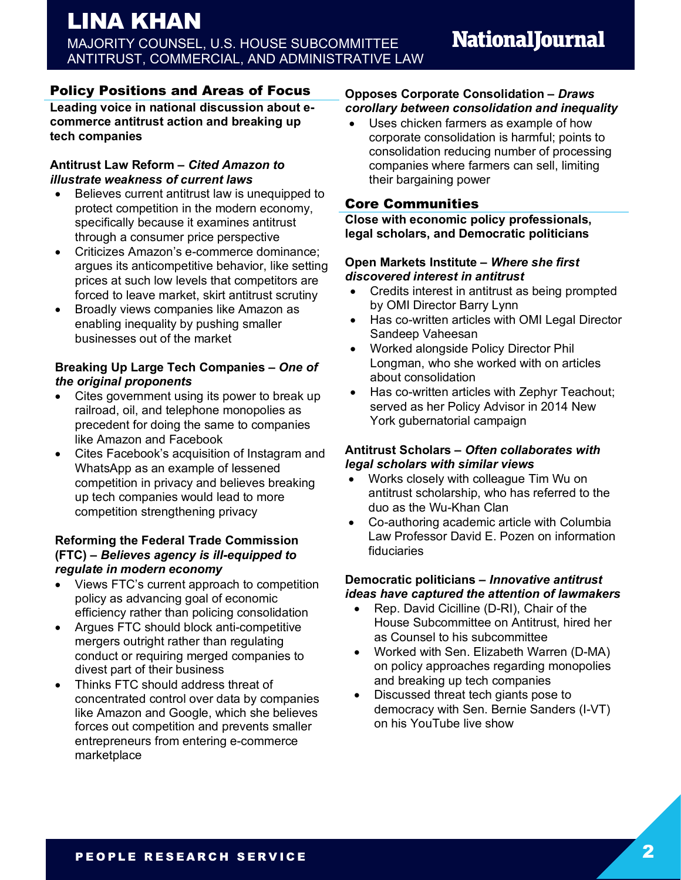# LINA KHAN

MAJORITY COUNSEL, U.S. HOUSE SUBCOMMITTEE ANTITRUST, COMMERCIAL, AND ADMINISTRATIVE LAW

## Policy Positions and Areas of Focus

**Leading voice in national discussion about e-commerce antitrust action and breaking up tech companies**

**Antitrust Law Reform – *Cited Amazon to illustrate weakness of current laws***

- Believes current antitrust law is unequipped to protect competition in the modern economy, specifically because it examines antitrust through a consumer price perspective
- Criticizes Amazon's e-commerce dominance; argues its anticompetitive behavior, like setting prices at such low levels that competitors are forced to leave market, skirt antitrust scrutiny
- Broadly views companies like Amazon as enabling inequality by pushing smaller businesses out of the market

**Breaking Up Large Tech Companies – *One of the original proponents***

- Cites government using its power to break up railroad, oil, and telephone monopolies as precedent for doing the same to companies like Amazon and Facebook
- Cites Facebook's acquisition of Instagram and WhatsApp as an example of lessened competition in privacy and believes breaking up tech companies would lead to more competition strengthening privacy

**Reforming the Federal Trade Commission (FTC) – *Believes agency is ill-equipped to regulate in modern economy***

- Views FTC's current approach to competition policy as advancing goal of economic efficiency rather than policing consolidation
- Argues FTC should block anti-competitive mergers outright rather than regulating conduct or requiring merged companies to divest part of their business
- Thinks FTC should address threat of concentrated control over data by companies like Amazon and Google, which she believes forces out competition and prevents smaller entrepreneurs from entering e-commerce marketplace

**Opposes Corporate Consolidation – *Draws corollary between consolidation and inequality***

- Uses chicken farmers as example of how corporate consolidation is harmful; points to consolidation reducing number of processing companies where farmers can sell, limiting their bargaining power

## Core Communities

**Close with economic policy professionals, legal scholars, and Democratic politicians**

**Open Markets Institute – *Where she first discovered interest in antitrust***

- Credits interest in antitrust as being prompted by OMI Director Barry Lynn
- Has co-written articles with OMI Legal Director Sandeep Vaheesan
- Worked alongside Policy Director Phil Longman, who she worked with on articles about consolidation
- Has co-written articles with Zephyr Teachout; served as her Policy Advisor in 2014 New York gubernatorial campaign

**Antitrust Scholars – *Often collaborates with legal scholars with similar views***

- Works closely with colleague Tim Wu on antitrust scholarship, who has referred to the duo as the Wu-Khan Clan
- Co-authoring academic article with Columbia Law Professor David E. Pozen on information fiduciaries

**Democratic politicians – *Innovative antitrust ideas have captured the attention of lawmakers***

- Rep. David Cicilline (D-RI), Chair of the House Subcommittee on Antitrust, hired her as Counsel to his subcommittee
- Worked with Sen. Elizabeth Warren (D-MA) on policy approaches regarding monopolies and breaking up tech companies
- Discussed threat tech giants pose to democracy with Sen. Bernie Sanders (I-VT) on his YouTube live show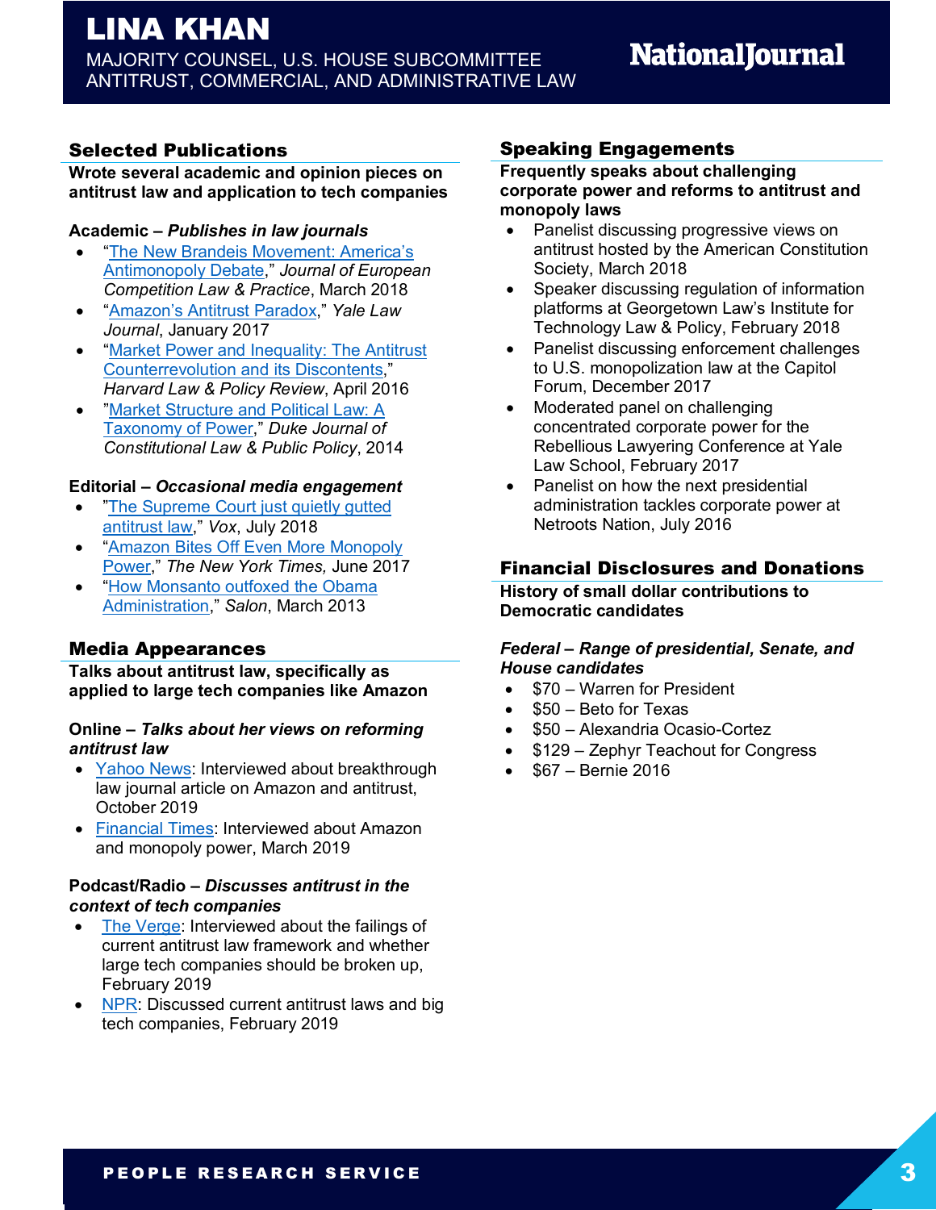# LINA KHAN

MAJORITY COUNSEL, U.S. HOUSE SUBCOMMITTEE ANTITRUST, COMMERCIAL, AND ADMINISTRATIVE LAW

## Selected Publications

**Wrote several academic and opinion pieces on antitrust law and application to tech companies**

**Academic – *Publishes in law journals***

- "The New Brandeis Movement: America's Antimonopoly Debate," *Journal of European Competition Law & Practice*, March 2018
- "Amazon's Antitrust Paradox," *Yale Law Journal*, January 2017
- "Market Power and Inequality: The Antitrust Counterrevolution and its Discontents," *Harvard Law & Policy Review*, April 2016
- "Market Structure and Political Law: A Taxonomy of Power," *Duke Journal of Constitutional Law & Public Policy*, 2014

**Editorial – *Occasional media engagement***

- "The Supreme Court just quietly gutted antitrust law," *Vox*, July 2018
- "Amazon Bites Off Even More Monopoly Power," *The New York Times,* June 2017
- "How Monsanto outfoxed the Obama Administration," *Salon*, March 2013

## Media Appearances

**Talks about antitrust law, specifically as applied to large tech companies like Amazon**

**Online – *Talks about her views on reforming antitrust law***

- Yahoo News: Interviewed about breakthrough law journal article on Amazon and antitrust, October 2019
- Financial Times: Interviewed about Amazon and monopoly power, March 2019

**Podcast/Radio – *Discusses antitrust in the context of tech companies***

- The Verge: Interviewed about the failings of current antitrust law framework and whether large tech companies should be broken up, February 2019
- NPR: Discussed current antitrust laws and big tech companies, February 2019

## Speaking Engagements

**Frequently speaks about challenging corporate power and reforms to antitrust and monopoly laws**

- Panelist discussing progressive views on antitrust hosted by the American Constitution Society, March 2018
- Speaker discussing regulation of information platforms at Georgetown Law's Institute for Technology Law & Policy, February 2018
- Panelist discussing enforcement challenges to U.S. monopolization law at the Capitol Forum, December 2017
- Moderated panel on challenging concentrated corporate power for the Rebellious Lawyering Conference at Yale Law School, February 2017
- Panelist on how the next presidential administration tackles corporate power at Netroots Nation, July 2016

## Financial Disclosures and Donations

**History of small dollar contributions to Democratic candidates**

***Federal – Range of presidential, Senate, and House candidates***

- $70 – Warren for President
- $50 – Beto for Texas
- $50 – Alexandria Ocasio-Cortez
- $129 – Zephyr Teachout for Congress
- $67 – Bernie 2016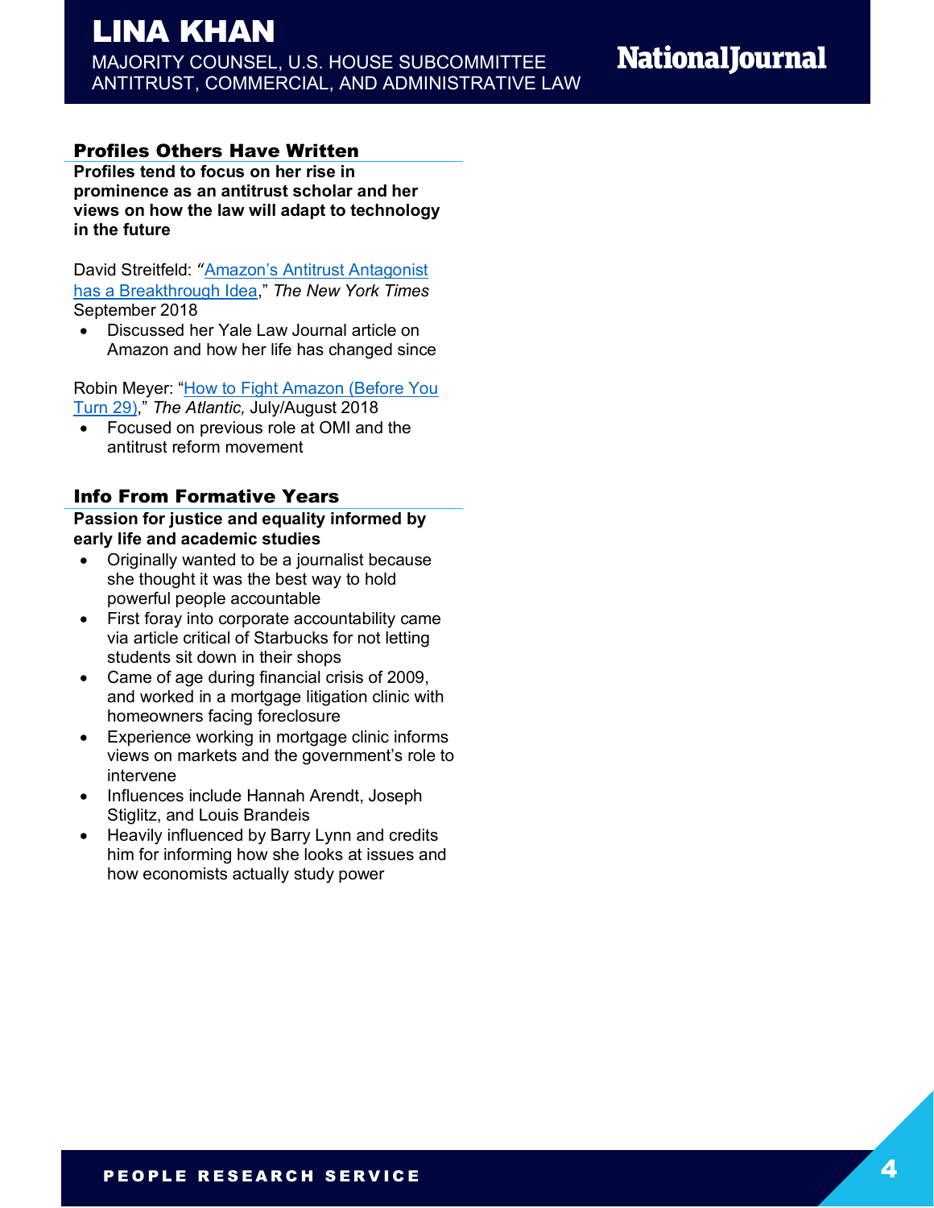## Profiles Others Have Written

**Profiles tend to focus on her rise in prominence as an antitrust scholar and her views on how the law will adapt to technology in the future**

David Streitfeld: "Amazon's Antitrust Antagonist has a Breakthrough Idea," *The New York Times* September 2018

- Discussed her Yale Law Journal article on Amazon and how her life has changed since

Robin Meyer: "How to Fight Amazon (Before You Turn 29)," *The Atlantic,* July/August 2018

- Focused on previous role at OMI and the antitrust reform movement

## Info From Formative Years

**Passion for justice and equality informed by early life and academic studies**

- Originally wanted to be a journalist because she thought it was the best way to hold powerful people accountable
- First foray into corporate accountability came via article critical of Starbucks for not letting students sit down in their shops
- Came of age during financial crisis of 2009, and worked in a mortgage litigation clinic with homeowners facing foreclosure
- Experience working in mortgage clinic informs views on markets and the government's role to intervene
- Influences include Hannah Arendt, Joseph Stiglitz, and Louis Brandeis
- Heavily influenced by Barry Lynn and credits him for informing how she looks at issues and how economists actually study power